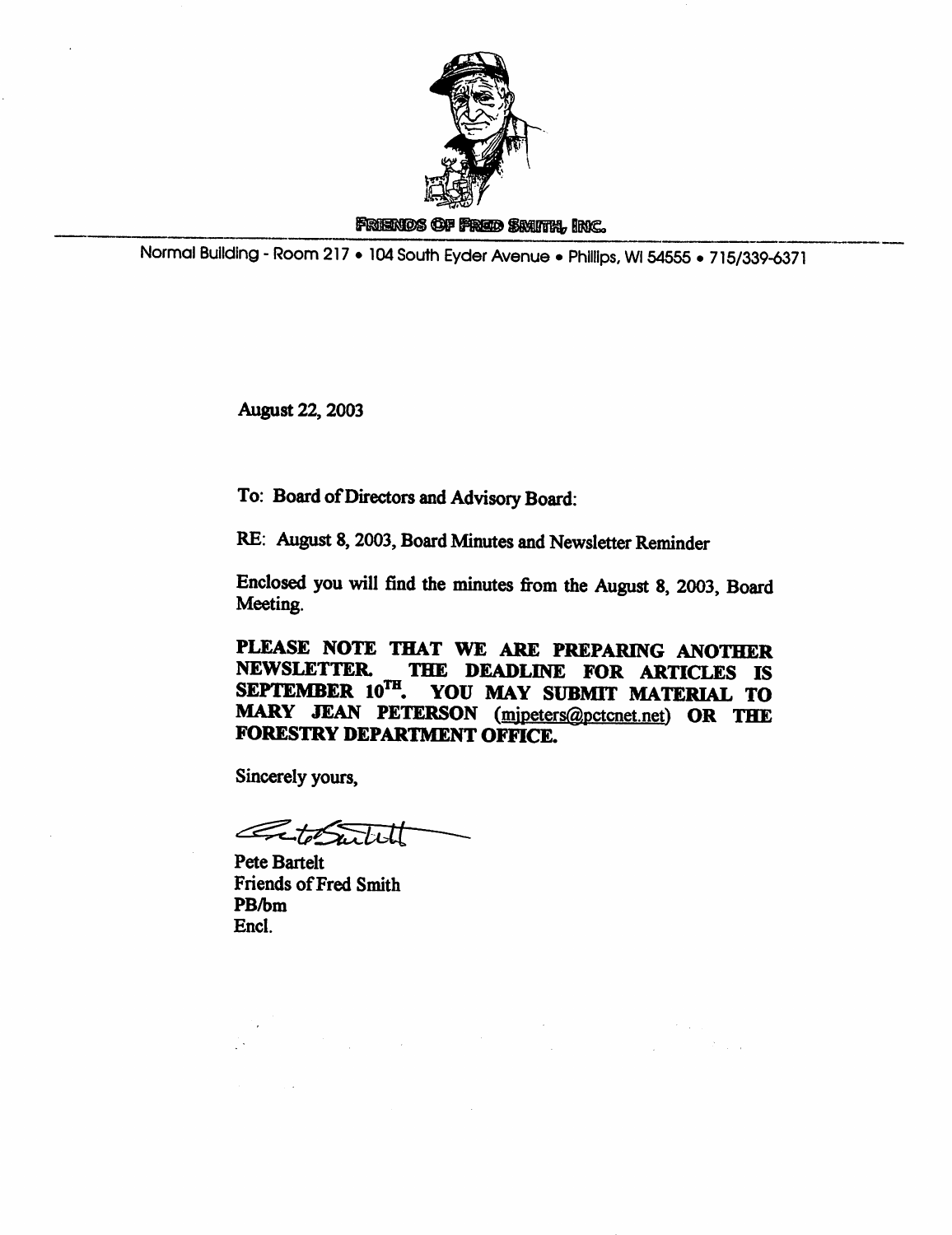FRIENDS OF FRED SMITH, INC.

Normal Building - Room 217 • 104 South Eyder Avenue • Phillips, WI 54555 • 715/339-6371

August 22, 2003

To: Board of Directors and Advisory Board:

RE: August 8, 2003, Board Minutes and Newsletter Reminder

Enclosed you will find the minutes from the August 8, 2003, Board Meeting.

**PLEASE NOTE THAT WE ARE PREPARING ANOTHER NEWSLETTER. THE DEADLINE FOR ARTICLES IS SEPTEMBER 10TH. YOU MAY SUBMIT MATERIAL TO MARY JEAN PETERSON (mjpeters@pctcnet.net) OR THE FORESTRY DEPARTMENT OFFICE.**

Sincerely yours,

Pete Bartelt
Friends of Fred Smith
PB/bm
Encl.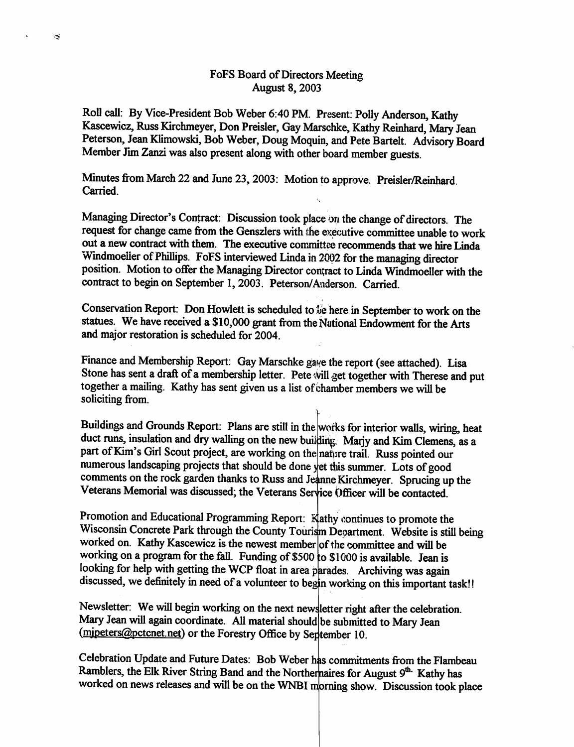FoFS Board of Directors Meeting
August 8, 2003

Roll call: By Vice-President Bob Weber 6:40 PM. Present: Polly Anderson, Kathy Kascewicz, Russ Kirchmeyer, Don Preisler, Gay Marschke, Kathy Reinhard, Mary Jean Peterson, Jean Klimowski, Bob Weber, Doug Moquin, and Pete Bartelt. Advisory Board Member Jim Zanzi was also present along with other board member guests.

Minutes from March 22 and June 23, 2003: Motion to approve. Preisler/Reinhard. Carried.

Managing Director's Contract: Discussion took place on the change of directors. The request for change came from the Genszlers with the executive committee unable to work out a new contract with them. The executive committee recommends that we hire Linda Windmoelier of Phillips. FoFS interviewed Linda in 2002 for the managing director position. Motion to offer the Managing Director contract to Linda Windmoeller with the contract to begin on September 1, 2003. Peterson/Anderson. Carried.

Conservation Report: Don Howlett is scheduled to be here in September to work on the statues. We have received a $10,000 grant from the National Endowment for the Arts and major restoration is scheduled for 2004.

Finance and Membership Report: Gay Marschke gave the report (see attached). Lisa Stone has sent a draft of a membership letter. Pete will get together with Therese and put together a mailing. Kathy has sent given us a list of chamber members we will be soliciting from.

Buildings and Grounds Report: Plans are still in the works for interior walls, wiring, heat duct runs, insulation and dry walling on the new building. Marjy and Kim Clemens, as a part of Kim's Girl Scout project, are working on the nature trail. Russ pointed our numerous landscaping projects that should be done yet this summer. Lots of good comments on the rock garden thanks to Russ and Jeanne Kirchmeyer. Sprucing up the Veterans Memorial was discussed; the Veterans Service Officer will be contacted.

Promotion and Educational Programming Report: Kathy continues to promote the Wisconsin Concrete Park through the County Tourism Department. Website is still being worked on. Kathy Kascewicz is the newest member of the committee and will be working on a program for the fall. Funding of $500 to $1000 is available. Jean is looking for help with getting the WCP float in area parades. Archiving was again discussed, we definitely in need of a volunteer to begin working on this important task!!

Newsletter: We will begin working on the next newsletter right after the celebration. Mary Jean will again coordinate. All material should be submitted to Mary Jean (mjpeters@pctcnet.net) or the Forestry Office by September 10.

Celebration Update and Future Dates: Bob Weber has commitments from the Flambeau Ramblers, the Elk River String Band and the Northernaires for August 9th. Kathy has worked on news releases and will be on the WNBI morning show. Discussion took place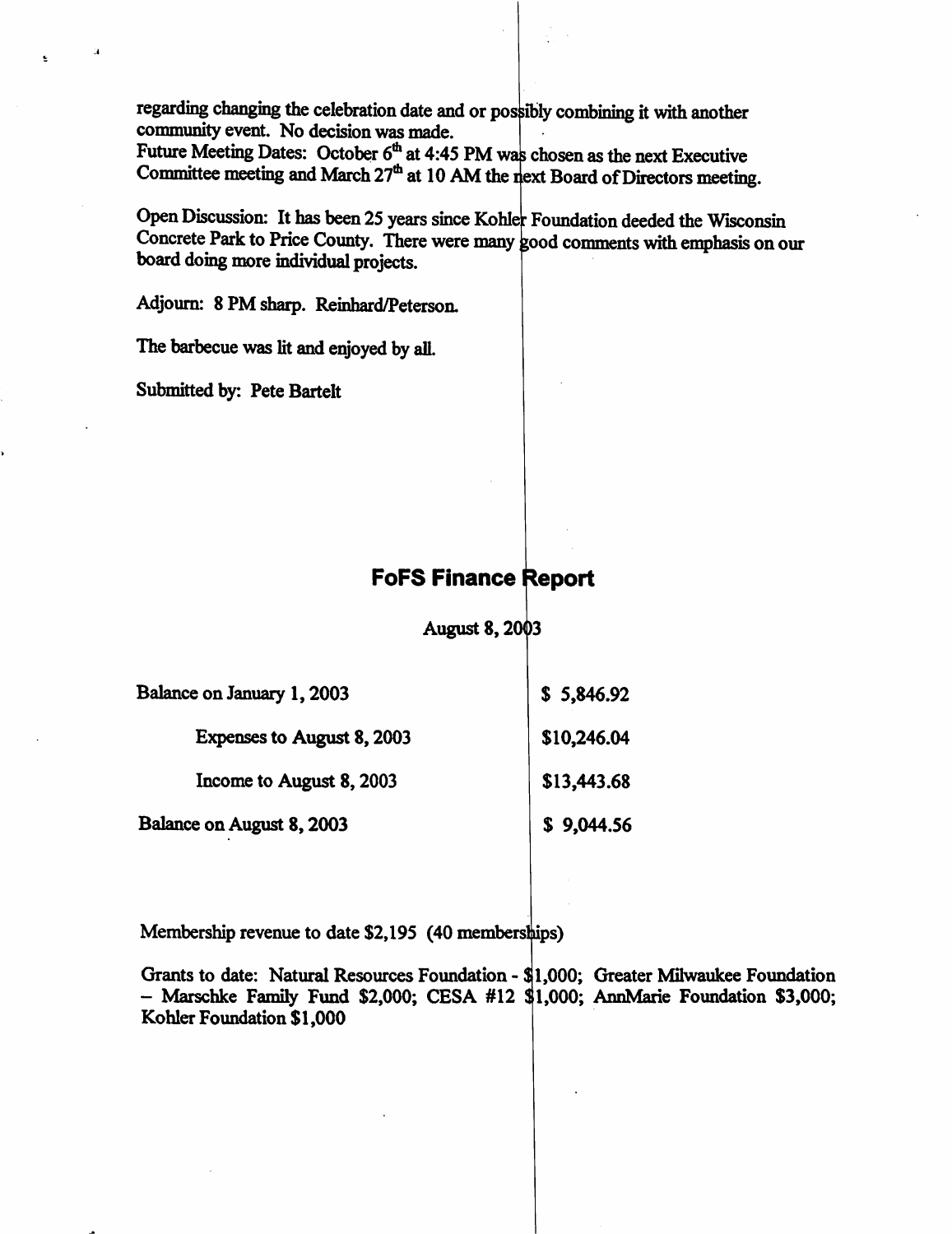regarding changing the celebration date and or possibly combining it with another community event. No decision was made.

Future Meeting Dates: October 6th at 4:45 PM was chosen as the next Executive Committee meeting and March 27th at 10 AM the next Board of Directors meeting.

Open Discussion: It has been 25 years since Kohler Foundation deeded the Wisconsin Concrete Park to Price County. There were many good comments with emphasis on our board doing more individual projects.

Adjourn: 8 PM sharp. Reinhard/Peterson.

The barbecue was lit and enjoyed by all.

Submitted by: Pete Bartelt

## FoFS Finance Report

August 8, 2003

| | |
|---|---|
| Balance on January 1, 2003 | $ 5,846.92 |
| Expenses to August 8, 2003 | $10,246.04 |
| Income to August 8, 2003 | $13,443.68 |
| Balance on August 8, 2003 | $ 9,044.56 |

Membership revenue to date $2,195 (40 memberships)

Grants to date: Natural Resources Foundation - $1,000; Greater Milwaukee Foundation – Marschke Family Fund $2,000; CESA #12 $1,000; AnnMarie Foundation $3,000; Kohler Foundation $1,000